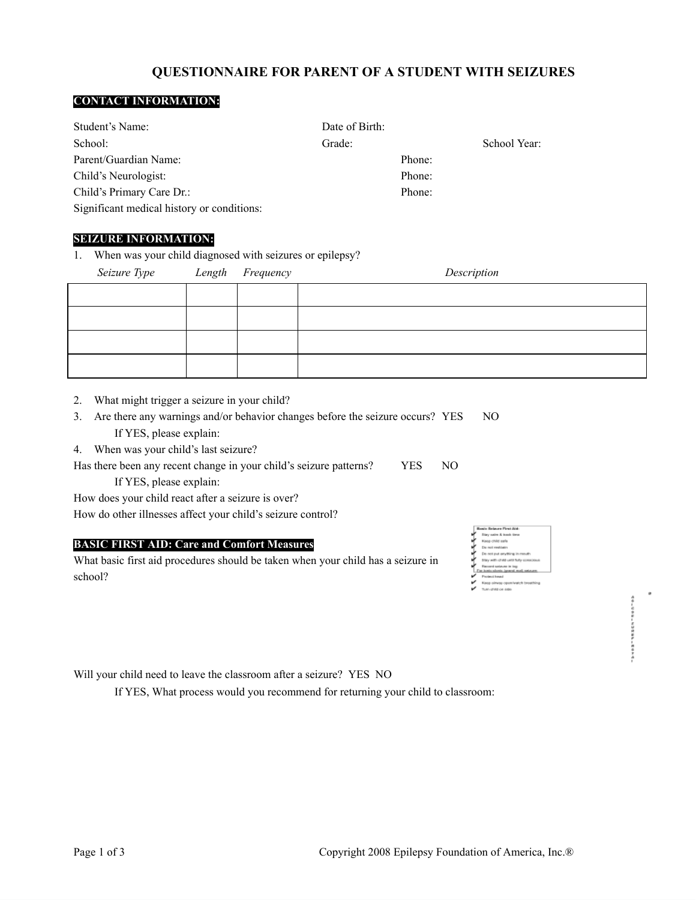# QUESTIONNAIRE FOR PARENT OF A STUDENT WITH SEIZURES

## CONTACT INFORMATION:

Student's Name: Date of Birth:

School: Grade: School Year:

Parent/Guardian Name: Phone:

Child's Neurologist: Phone:

Child's Primary Care Dr.: Phone:

Significant medical history or conditions:

## SEIZURE INFORMATION:

1. When was your child diagnosed with seizures or epilepsy?

| *Seizure Type* | *Length* | *Frequency* | *Description* |
|---|---|---|---|
| | | | |
| | | | |
| | | | |
| | | | |

2. What might trigger a seizure in your child?
3. Are there any warnings and/or behavior changes before the seizure occurs? YES NO

   If YES, please explain:
4. When was your child's last seizure?

Has there been any recent change in your child's seizure patterns? YES NO

If YES, please explain:

How does your child react after a seizure is over?

How do other illnesses affect your child's seizure control?

## BASIC FIRST AID: Care and Comfort Measures

What basic first aid procedures should be taken when your child has a seizure in school?

Will your child need to leave the classroom after a seizure? YES NO

If YES, What process would you recommend for returning your child to classroom: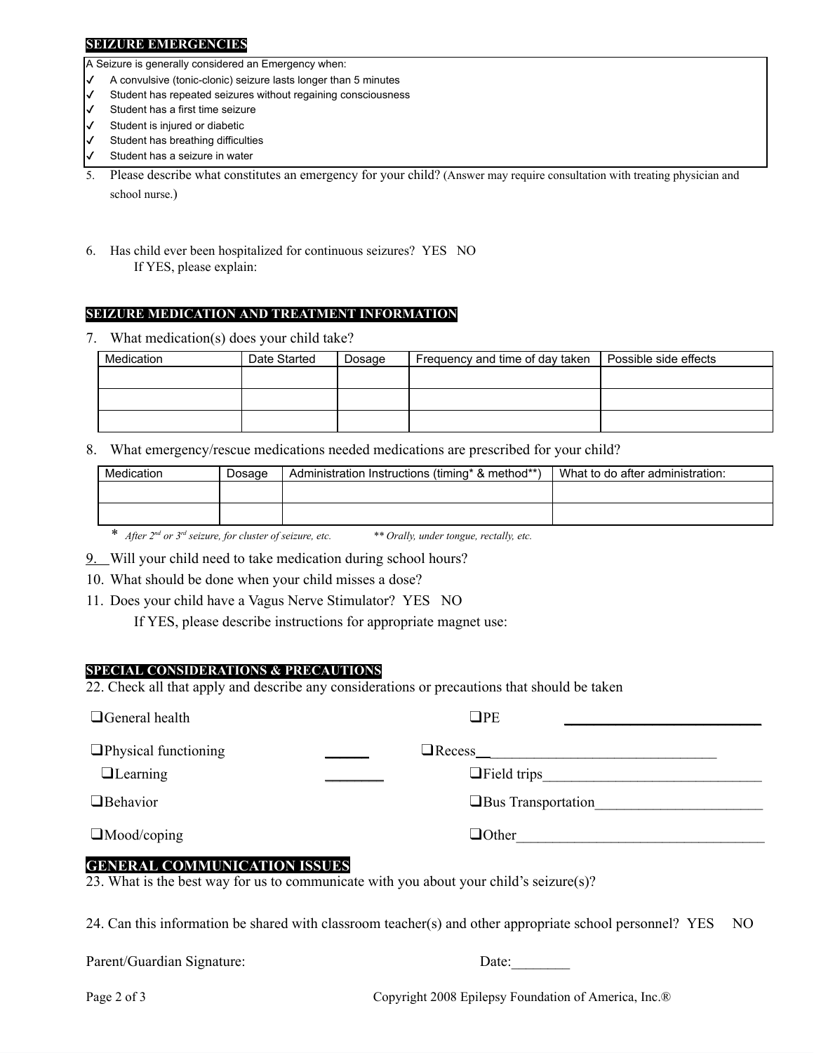## SEIZURE EMERGENCIES

A Seizure is generally considered an Emergency when:

- ✓ A convulsive (tonic-clonic) seizure lasts longer than 5 minutes
- ✓ Student has repeated seizures without regaining consciousness
- ✓ Student has a first time seizure
- ✓ Student is injured or diabetic
- ✓ Student has breathing difficulties
- ✓ Student has a seizure in water

5. Please describe what constitutes an emergency for your child? (Answer may require consultation with treating physician and school nurse.)

6. Has child ever been hospitalized for continuous seizures? YES NO
   If YES, please explain:

## SEIZURE MEDICATION AND TREATMENT INFORMATION

7. What medication(s) does your child take?

| Medication | Date Started | Dosage | Frequency and time of day taken | Possible side effects |
|---|---|---|---|---|
| | | | | |
| | | | | |
| | | | | |

8. What emergency/rescue medications needed medications are prescribed for your child?

| Medication | Dosage | Administration Instructions (timing* & method**) | What to do after administration: |
|---|---|---|---|
| | | | |
| | | | |

\* *After 2nd or 3rd seizure, for cluster of seizure, etc.* ** *Orally, under tongue, rectally, etc.*

9. Will your child need to take medication during school hours?
10. What should be done when your child misses a dose?
11. Does your child have a Vagus Nerve Stimulator? YES NO
    If YES, please describe instructions for appropriate magnet use:

## SPECIAL CONSIDERATIONS & PRECAUTIONS

22. Check all that apply and describe any considerations or precautions that should be taken

- ❑General health
- ❑Physical functioning ______
- ❑Learning ________
- ❑Behavior
- ❑Mood/coping
- ❑PE ____________________________
- ❑Recess________________________________
- ❑Field trips______________________________
- ❑Bus Transportation_______________________
- ❑Other___________________________________

## GENERAL COMMUNICATION ISSUES

23. What is the best way for us to communicate with you about your child's seizure(s)?

24. Can this information be shared with classroom teacher(s) and other appropriate school personnel? YES NO

Parent/Guardian Signature: Date:________

Copyright 2008 Epilepsy Foundation of America, Inc.®